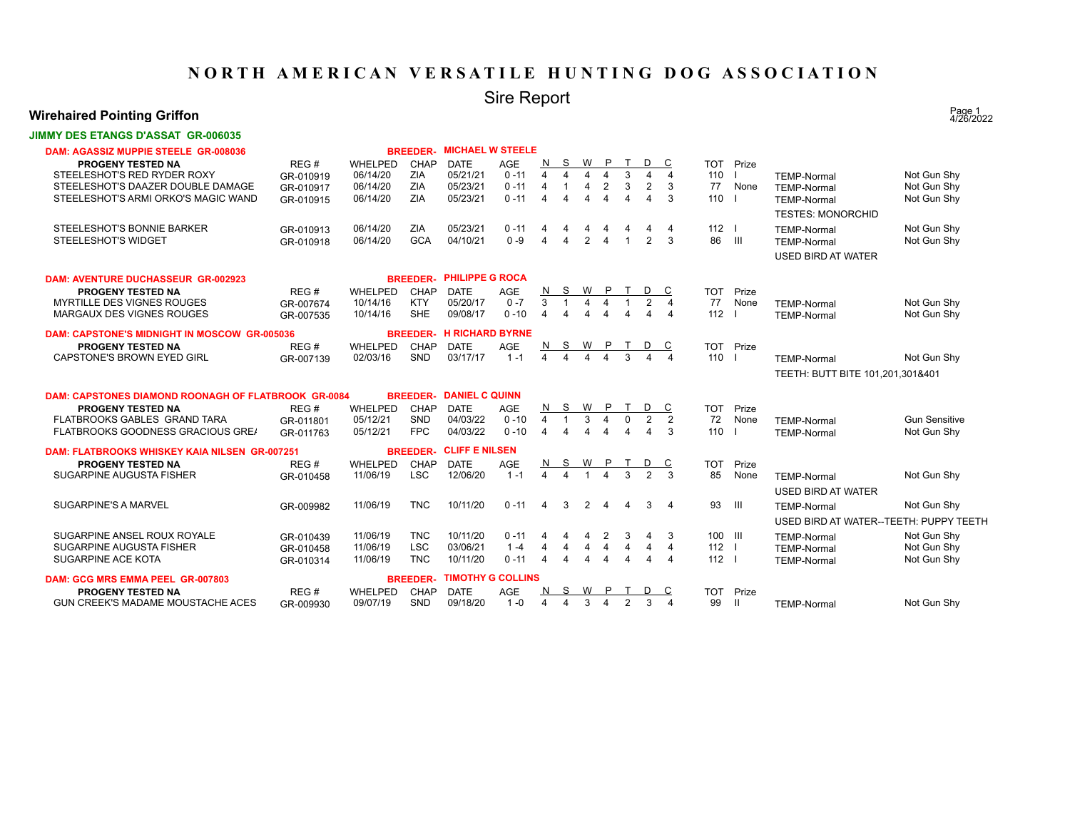# NORTH AMERICAN VERSATILE HUNTING DOG ASSOCIATION

## Sire Report

### Wirehaired Pointing Griffon

**JIMMY DES ETANGS D'ASSAT GR-006035**

**DAM: AGASSIZ MUPPIE STEELE GR-008036** — **BREEDER- MICHAEL W STEELE**

| PROGENY TESTED NA | REG # | WHELPED | CHAP | DATE | AGE | N | S | W | P | T | D | C | TOT | Prize | | |
|---|---|---|---|---|---|---|---|---|---|---|---|---|---|---|---|---|
| STEELESHOT'S RED RYDER ROXY | GR-010919 | 06/14/20 | ZIA | 05/21/21 | 0 -11 | 4 | 4 | 4 | 4 | 3 | 4 | 4 | 110 | I | TEMP-Normal | Not Gun Shy |
| STEELESHOT'S DAAZER DOUBLE DAMAGE | GR-010917 | 06/14/20 | ZIA | 05/23/21 | 0 -11 | 4 | 1 | 4 | 2 | 3 | 2 | 3 | 77 | None | TEMP-Normal | Not Gun Shy |
| STEELESHOT'S ARMI ORKO'S MAGIC WAND | GR-010915 | 06/14/20 | ZIA | 05/23/21 | 0 -11 | 4 | 4 | 4 | 4 | 4 | 4 | 3 | 110 | I | TEMP-Normal | Not Gun Shy |
| | | | | | | | | | | | | | | | TESTES: MONORCHID | |
| STEELESHOT'S BONNIE BARKER | GR-010913 | 06/14/20 | ZIA | 05/23/21 | 0 -11 | 4 | 4 | 4 | 4 | 4 | 4 | 4 | 112 | I | TEMP-Normal | Not Gun Shy |
| STEELESHOT'S WIDGET | GR-010918 | 06/14/20 | GCA | 04/10/21 | 0 -9 | 4 | 4 | 2 | 4 | 1 | 2 | 3 | 86 | III | TEMP-Normal | Not Gun Shy |
| | | | | | | | | | | | | | | | USED BIRD AT WATER | |

**DAM: AVENTURE DUCHASSEUR GR-002923** — **BREEDER- PHILIPPE G ROCA**

| PROGENY TESTED NA | REG # | WHELPED | CHAP | DATE | AGE | N | S | W | P | T | D | C | TOT | Prize | | |
|---|---|---|---|---|---|---|---|---|---|---|---|---|---|---|---|---|
| MYRTILLE DES VIGNES ROUGES | GR-007674 | 10/14/16 | KTY | 05/20/17 | 0 -7 | 3 | 1 | 4 | 4 | 1 | 2 | 4 | 77 | None | TEMP-Normal | Not Gun Shy |
| MARGAUX DES VIGNES ROUGES | GR-007535 | 10/14/16 | SHE | 09/08/17 | 0 -10 | 4 | 4 | 4 | 4 | 4 | 4 | 4 | 112 | I | TEMP-Normal | Not Gun Shy |

**DAM: CAPSTONE'S MIDNIGHT IN MOSCOW GR-005036** — **BREEDER- H RICHARD BYRNE**

| PROGENY TESTED NA | REG # | WHELPED | CHAP | DATE | AGE | N | S | W | P | T | D | C | TOT | Prize | | |
|---|---|---|---|---|---|---|---|---|---|---|---|---|---|---|---|---|
| CAPSTONE'S BROWN EYED GIRL | GR-007139 | 02/03/16 | SND | 03/17/17 | 1 -1 | 4 | 4 | 4 | 4 | 3 | 4 | 4 | 110 | I | TEMP-Normal | Not Gun Shy |
| | | | | | | | | | | | | | | | TEETH: BUTT BITE 101,201,301&401 | |

**DAM: CAPSTONES DIAMOND ROONAGH OF FLATBROOK GR-0084** — **BREEDER- DANIEL C QUINN**

| PROGENY TESTED NA | REG # | WHELPED | CHAP | DATE | AGE | N | S | W | P | T | D | C | TOT | Prize | | |
|---|---|---|---|---|---|---|---|---|---|---|---|---|---|---|---|---|
| FLATBROOKS GABLES GRAND TARA | GR-011801 | 05/12/21 | SND | 04/03/22 | 0 -10 | 4 | 1 | 3 | 4 | 0 | 2 | 2 | 72 | None | TEMP-Normal | Gun Sensitive |
| FLATBROOKS GOODNESS GRACIOUS GRE/ | GR-011763 | 05/12/21 | FPC | 04/03/22 | 0 -10 | 4 | 4 | 4 | 4 | 4 | 4 | 3 | 110 | I | TEMP-Normal | Not Gun Shy |

**DAM: FLATBROOKS WHISKEY KAIA NILSEN GR-007251** — **BREEDER- CLIFF E NILSEN**

| PROGENY TESTED NA | REG # | WHELPED | CHAP | DATE | AGE | N | S | W | P | T | D | C | TOT | Prize | | |
|---|---|---|---|---|---|---|---|---|---|---|---|---|---|---|---|---|
| SUGARPINE AUGUSTA FISHER | GR-010458 | 11/06/19 | LSC | 12/06/20 | 1 -1 | 4 | 4 | 1 | 4 | 3 | 2 | 3 | 85 | None | TEMP-Normal | Not Gun Shy |
| | | | | | | | | | | | | | | | USED BIRD AT WATER | |
| SUGARPINE'S A MARVEL | GR-009982 | 11/06/19 | TNC | 10/11/20 | 0 -11 | 4 | 3 | 2 | 4 | 4 | 3 | 4 | 93 | III | TEMP-Normal | Not Gun Shy |
| | | | | | | | | | | | | | | | USED BIRD AT WATER--TEETH: PUPPY TEETH | |
| SUGARPINE ANSEL ROUX ROYALE | GR-010439 | 11/06/19 | TNC | 10/11/20 | 0 -11 | 4 | 4 | 4 | 2 | 3 | 4 | 3 | 100 | III | TEMP-Normal | Not Gun Shy |
| SUGARPINE AUGUSTA FISHER | GR-010458 | 11/06/19 | LSC | 03/06/21 | 1 -4 | 4 | 4 | 4 | 4 | 4 | 4 | 4 | 112 | I | TEMP-Normal | Not Gun Shy |
| SUGARPINE ACE KOTA | GR-010314 | 11/06/19 | TNC | 10/11/20 | 0 -11 | 4 | 4 | 4 | 4 | 4 | 4 | 4 | 112 | I | TEMP-Normal | Not Gun Shy |

**DAM: GCG MRS EMMA PEEL GR-007803** — **BREEDER- TIMOTHY G COLLINS**

| PROGENY TESTED NA | REG # | WHELPED | CHAP | DATE | AGE | N | S | W | P | T | D | C | TOT | Prize | | |
|---|---|---|---|---|---|---|---|---|---|---|---|---|---|---|---|---|
| GUN CREEK'S MADAME MOUSTACHE ACES | GR-009930 | 09/07/19 | SND | 09/18/20 | 1 -0 | 4 | 4 | 3 | 4 | 2 | 3 | 4 | 99 | II | TEMP-Normal | Not Gun Shy |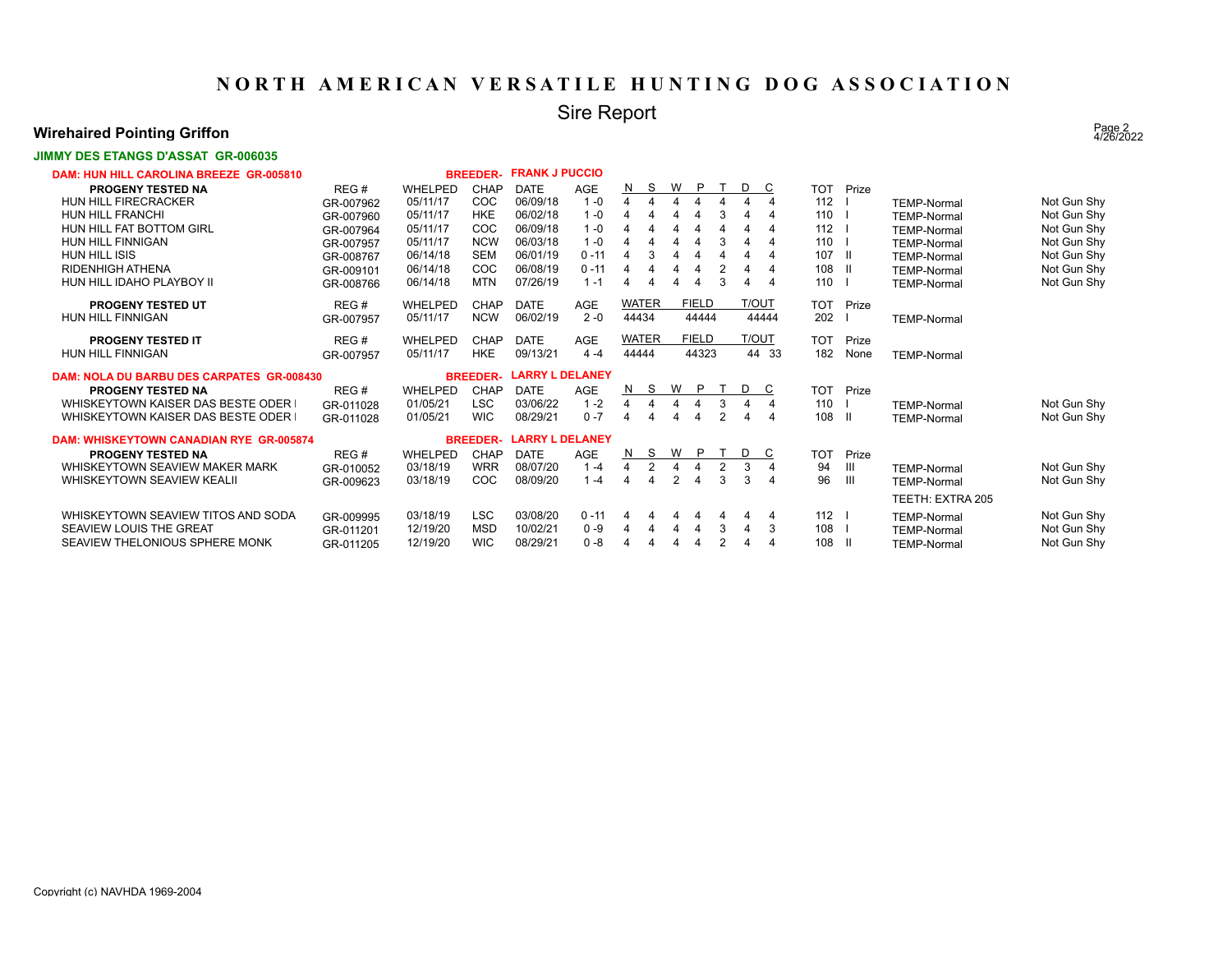# NORTH AMERICAN VERSATILE HUNTING DOG ASSOCIATION

## Sire Report

### Wirehaired Pointing Griffon

**JIMMY DES ETANGS D'ASSAT GR-006035**

**DAM: HUN HILL CAROLINA BREEZE GR-005810** — **BREEDER- FRANK J PUCCIO**

| PROGENY TESTED NA | REG # | WHELPED | CHAP | DATE | AGE | N | S | W | P | T | D | C | TOT | Prize | | |
|---|---|---|---|---|---|---|---|---|---|---|---|---|---|---|---|---|
| HUN HILL FIRECRACKER | GR-007962 | 05/11/17 | COC | 06/09/18 | 1 -0 | 4 | 4 | 4 | 4 | 4 | 4 | 4 | 112 | I | TEMP-Normal | Not Gun Shy |
| HUN HILL FRANCHI | GR-007960 | 05/11/17 | HKE | 06/02/18 | 1 -0 | 4 | 4 | 4 | 4 | 3 | 4 | 4 | 110 | I | TEMP-Normal | Not Gun Shy |
| HUN HILL FAT BOTTOM GIRL | GR-007964 | 05/11/17 | COC | 06/09/18 | 1 -0 | 4 | 4 | 4 | 4 | 4 | 4 | 4 | 112 | I | TEMP-Normal | Not Gun Shy |
| HUN HILL FINNIGAN | GR-007957 | 05/11/17 | NCW | 06/03/18 | 1 -0 | 4 | 4 | 4 | 4 | 3 | 4 | 4 | 110 | I | TEMP-Normal | Not Gun Shy |
| HUN HILL ISIS | GR-008767 | 06/14/18 | SEM | 06/01/19 | 0 -11 | 4 | 3 | 4 | 4 | 4 | 4 | 4 | 107 | II | TEMP-Normal | Not Gun Shy |
| RIDENHIGH ATHENA | GR-009101 | 06/14/18 | COC | 06/08/19 | 0 -11 | 4 | 4 | 4 | 4 | 2 | 4 | 4 | 108 | II | TEMP-Normal | Not Gun Shy |
| HUN HILL IDAHO PLAYBOY II | GR-008766 | 06/14/18 | MTN | 07/26/19 | 1 -1 | 4 | 4 | 4 | 4 | 3 | 4 | 4 | 110 | I | TEMP-Normal | Not Gun Shy |

| PROGENY TESTED UT | REG # | WHELPED | CHAP | DATE | AGE | WATER | FIELD | T/OUT | TOT | Prize | |
|---|---|---|---|---|---|---|---|---|---|---|---|
| HUN HILL FINNIGAN | GR-007957 | 05/11/17 | NCW | 06/02/19 | 2 -0 | 44434 | 44444 | 44444 | 202 | I | TEMP-Normal |

| PROGENY TESTED IT | REG # | WHELPED | CHAP | DATE | AGE | WATER | FIELD | T/OUT | TOT | Prize | |
|---|---|---|---|---|---|---|---|---|---|---|---|
| HUN HILL FINNIGAN | GR-007957 | 05/11/17 | HKE | 09/13/21 | 4 -4 | 44444 | 44323 | 44 33 | 182 | None | TEMP-Normal |

**DAM: NOLA DU BARBU DES CARPATES GR-008430** — **BREEDER- LARRY L DELANEY**

| PROGENY TESTED NA | REG # | WHELPED | CHAP | DATE | AGE | N | S | W | P | T | D | C | TOT | Prize | | |
|---|---|---|---|---|---|---|---|---|---|---|---|---|---|---|---|---|
| WHISKEYTOWN KAISER DAS BESTE ODER I | GR-011028 | 01/05/21 | LSC | 03/06/22 | 1 -2 | 4 | 4 | 4 | 4 | 3 | 4 | 4 | 110 | I | TEMP-Normal | Not Gun Shy |
| WHISKEYTOWN KAISER DAS BESTE ODER I | GR-011028 | 01/05/21 | WIC | 08/29/21 | 0 -7 | 4 | 4 | 4 | 4 | 2 | 4 | 4 | 108 | II | TEMP-Normal | Not Gun Shy |

**DAM: WHISKEYTOWN CANADIAN RYE GR-005874** — **BREEDER- LARRY L DELANEY**

| PROGENY TESTED NA | REG # | WHELPED | CHAP | DATE | AGE | N | S | W | P | T | D | C | TOT | Prize | | |
|---|---|---|---|---|---|---|---|---|---|---|---|---|---|---|---|---|
| WHISKEYTOWN SEAVIEW MAKER MARK | GR-010052 | 03/18/19 | WRR | 08/07/20 | 1 -4 | 4 | 2 | 4 | 4 | 2 | 3 | 4 | 94 | III | TEMP-Normal | Not Gun Shy |
| WHISKEYTOWN SEAVIEW KEALII | GR-009623 | 03/18/19 | COC | 08/09/20 | 1 -4 | 4 | 4 | 2 | 4 | 3 | 3 | 4 | 96 | III | TEMP-Normal TEETH: EXTRA 205 | Not Gun Shy |
| WHISKEYTOWN SEAVIEW TITOS AND SODA | GR-009995 | 03/18/19 | LSC | 03/08/20 | 0 -11 | 4 | 4 | 4 | 4 | 4 | 4 | 4 | 112 | I | TEMP-Normal | Not Gun Shy |
| SEAVIEW LOUIS THE GREAT | GR-011201 | 12/19/20 | MSD | 10/02/21 | 0 -9 | 4 | 4 | 4 | 4 | 3 | 4 | 3 | 108 | I | TEMP-Normal | Not Gun Shy |
| SEAVIEW THELONIOUS SPHERE MONK | GR-011205 | 12/19/20 | WIC | 08/29/21 | 0 -8 | 4 | 4 | 4 | 4 | 2 | 4 | 4 | 108 | II | TEMP-Normal | Not Gun Shy |

Copyright (c) NAVHDA 1969-2004